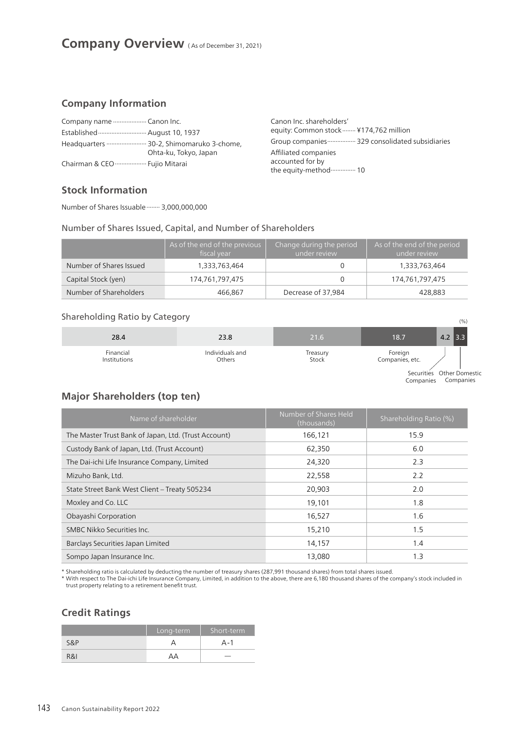# Company Overview (As of December 31, 2021)

## Company Information

Company name ···················· Canon Inc.

Established ···························· August 10, 1937

Headquarters ························ 30-2, Shimomaruko 3-chome, Ohta-ku, Tokyo, Japan

Chairman & CEO ··················· Fujio Mitarai

Canon Inc. shareholders' equity: Common stock ········ ¥174,762 million

Group companies ················· 329 consolidated subsidiaries

Affiliated companies accounted for by the equity-method ··············· 10

## Stock Information

Number of Shares Issuable ········ 3,000,000,000

### Number of Shares Issued, Capital, and Number of Shareholders

| | As of the end of the previous fiscal year | Change during the period under review | As of the end of the period under review |
|---|---|---|---|
| Number of Shares Issued | 1,333,763,464 | 0 | 1,333,763,464 |
| Capital Stock (yen) | 174,761,797,475 | 0 | 174,761,797,475 |
| Number of Shareholders | 466,867 | Decrease of 37,984 | 428,883 |

### Shareholding Ratio by Category

(%)

| Financial Institutions | Individuals and Others | Treasury Stock | Foreign Companies, etc. | Securities Companies | Other Domestic Companies |
|---|---|---|---|---|---|
| 28.4 | 23.8 | 21.6 | 18.7 | 4.2 | 3.3 |

## Major Shareholders (top ten)

| Name of shareholder | Number of Shares Held (thousands) | Shareholding Ratio (%) |
|---|---|---|
| The Master Trust Bank of Japan, Ltd. (Trust Account) | 166,121 | 15.9 |
| Custody Bank of Japan, Ltd. (Trust Account) | 62,350 | 6.0 |
| The Dai-ichi Life Insurance Company, Limited | 24,320 | 2.3 |
| Mizuho Bank, Ltd. | 22,558 | 2.2 |
| State Street Bank West Client – Treaty 505234 | 20,903 | 2.0 |
| Moxley and Co. LLC | 19,101 | 1.8 |
| Obayashi Corporation | 16,527 | 1.6 |
| SMBC Nikko Securities Inc. | 15,210 | 1.5 |
| Barclays Securities Japan Limited | 14,157 | 1.4 |
| Sompo Japan Insurance Inc. | 13,080 | 1.3 |

* Shareholding ratio is calculated by deducting the number of treasury shares (287,991 thousand shares) from total shares issued.
* With respect to The Dai-ichi Life Insurance Company, Limited, in addition to the above, there are 6,180 thousand shares of the company's stock included in trust property relating to a retirement benefit trust.

## Credit Ratings

| | Long-term | Short-term |
|---|---|---|
| S&P | A | A-1 |
| R&I | AA | — |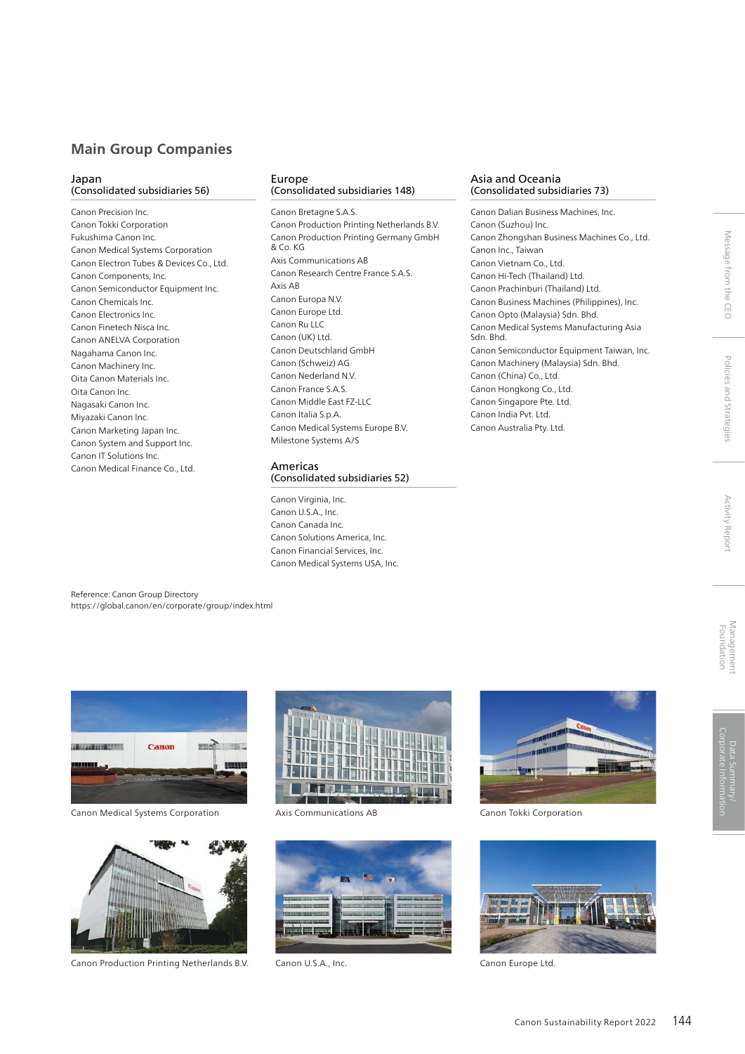## Main Group Companies

### Japan
(Consolidated subsidiaries 56)

Canon Precision Inc.
Canon Tokki Corporation
Fukushima Canon Inc.
Canon Medical Systems Corporation
Canon Electron Tubes & Devices Co., Ltd.
Canon Components, Inc.
Canon Semiconductor Equipment Inc.
Canon Chemicals Inc.
Canon Electronics Inc.
Canon Finetech Nisca Inc.
Canon ANELVA Corporation
Nagahama Canon Inc.
Canon Machinery Inc.
Oita Canon Materials Inc.
Oita Canon Inc.
Nagasaki Canon Inc.
Miyazaki Canon Inc.
Canon Marketing Japan Inc.
Canon System and Support Inc.
Canon IT Solutions Inc.
Canon Medical Finance Co., Ltd.

### Europe
(Consolidated subsidiaries 148)

Canon Bretagne S.A.S.
Canon Production Printing Netherlands B.V.
Canon Production Printing Germany GmbH & Co. KG
Axis Communications AB
Canon Research Centre France S.A.S.
Axis AB
Canon Europa N.V.
Canon Europe Ltd.
Canon Ru LLC
Canon (UK) Ltd.
Canon Deutschland GmbH
Canon (Schweiz) AG
Canon Nederland N.V.
Canon France S.A.S.
Canon Middle East FZ-LLC
Canon Italia S.p.A.
Canon Medical Systems Europe B.V.
Milestone Systems A/S

### Americas
(Consolidated subsidiaries 52)

Canon Virginia, Inc.
Canon U.S.A., Inc.
Canon Canada Inc.
Canon Solutions America, Inc.
Canon Financial Services, Inc.
Canon Medical Systems USA, Inc.

### Asia and Oceania
(Consolidated subsidiaries 73)

Canon Dalian Business Machines, Inc.
Canon (Suzhou) Inc.
Canon Zhongshan Business Machines Co., Ltd.
Canon Inc., Taiwan
Canon Vietnam Co., Ltd.
Canon Hi-Tech (Thailand) Ltd.
Canon Prachinburi (Thailand) Ltd.
Canon Business Machines (Philippines), Inc.
Canon Opto (Malaysia) Sdn. Bhd.
Canon Medical Systems Manufacturing Asia Sdn. Bhd.
Canon Semiconductor Equipment Taiwan, Inc.
Canon Machinery (Malaysia) Sdn. Bhd.
Canon (China) Co., Ltd.
Canon Hongkong Co., Ltd.
Canon Singapore Pte. Ltd.
Canon India Pvt. Ltd.
Canon Australia Pty. Ltd.

Reference: Canon Group Directory
https://global.canon/en/corporate/group/index.html

Canon Medical Systems Corporation

Axis Communications AB

Canon Tokki Corporation

Canon Production Printing Netherlands B.V.

Canon U.S.A., Inc.

Canon Europe Ltd.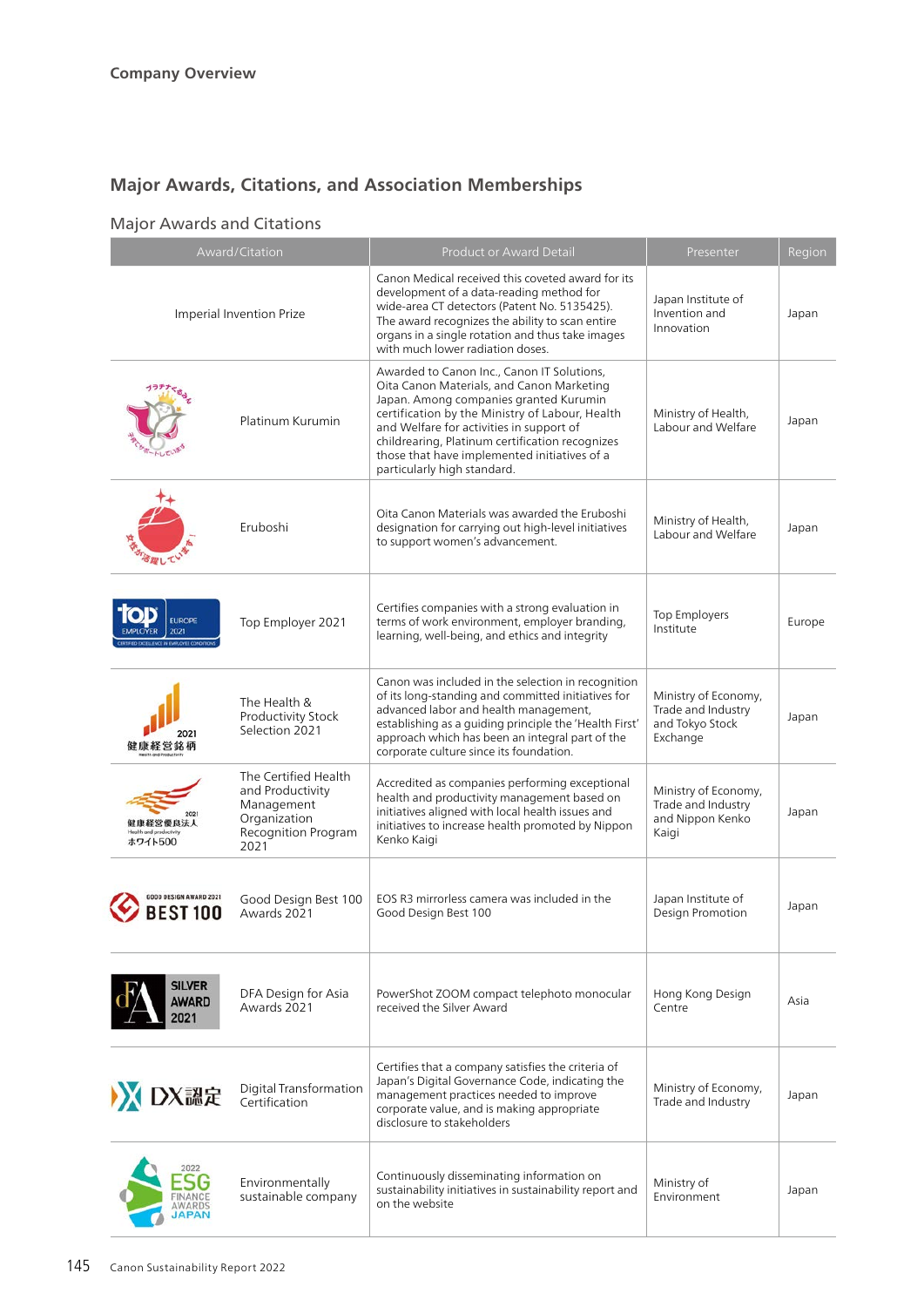## Major Awards, Citations, and Association Memberships

### Major Awards and Citations

| Award/Citation | Product or Award Detail | Presenter | Region |
|---|---|---|---|
| Imperial Invention Prize | Canon Medical received this coveted award for its development of a data-reading method for wide-area CT detectors (Patent No. 5135425). The award recognizes the ability to scan entire organs in a single rotation and thus take images with much lower radiation doses. | Japan Institute of Invention and Innovation | Japan |
| Platinum Kurumin | Awarded to Canon Inc., Canon IT Solutions, Oita Canon Materials, and Canon Marketing Japan. Among companies granted Kurumin certification by the Ministry of Labour, Health and Welfare for activities in support of childrearing, Platinum certification recognizes those that have implemented initiatives of a particularly high standard. | Ministry of Health, Labour and Welfare | Japan |
| Eruboshi | Oita Canon Materials was awarded the Eruboshi designation for carrying out high-level initiatives to support women's advancement. | Ministry of Health, Labour and Welfare | Japan |
| Top Employer 2021 | Certifies companies with a strong evaluation in terms of work environment, employer branding, learning, well-being, and ethics and integrity | Top Employers Institute | Europe |
| The Health & Productivity Stock Selection 2021 | Canon was included in the selection in recognition of its long-standing and committed initiatives for advanced labor and health management, establishing as a guiding principle the 'Health First' approach which has been an integral part of the corporate culture since its foundation. | Ministry of Economy, Trade and Industry and Tokyo Stock Exchange | Japan |
| The Certified Health and Productivity Management Organization Recognition Program 2021 | Accredited as companies performing exceptional health and productivity management based on initiatives aligned with local health issues and initiatives to increase health promoted by Nippon Kenko Kaigi | Ministry of Economy, Trade and Industry and Nippon Kenko Kaigi | Japan |
| Good Design Best 100 Awards 2021 | EOS R3 mirrorless camera was included in the Good Design Best 100 | Japan Institute of Design Promotion | Japan |
| DFA Design for Asia Awards 2021 | PowerShot ZOOM compact telephoto monocular received the Silver Award | Hong Kong Design Centre | Asia |
| Digital Transformation Certification | Certifies that a company satisfies the criteria of Japan's Digital Governance Code, indicating the management practices needed to improve corporate value, and is making appropriate disclosure to stakeholders | Ministry of Economy, Trade and Industry | Japan |
| Environmentally sustainable company | Continuously disseminating information on sustainability initiatives in sustainability report and on the website | Ministry of Environment | Japan |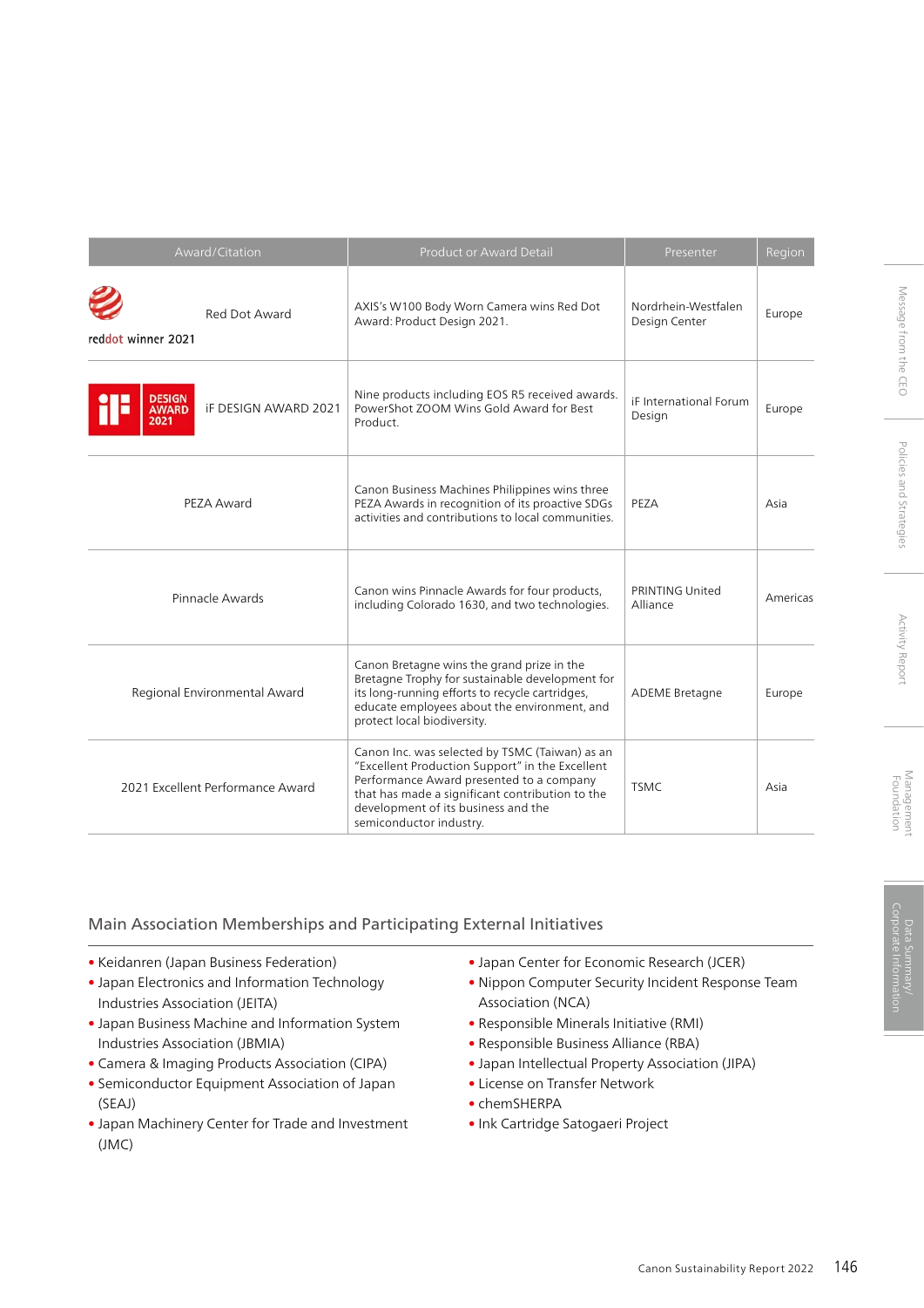| Award/Citation | Product or Award Detail | Presenter | Region |
|---|---|---|---|
| reddot winner 2021 Red Dot Award | AXIS's W100 Body Worn Camera wins Red Dot Award: Product Design 2021. | Nordrhein-Westfalen Design Center | Europe |
| iF DESIGN AWARD 2021 iF DESIGN AWARD 2021 | Nine products including EOS R5 received awards. PowerShot ZOOM Wins Gold Award for Best Product. | iF International Forum Design | Europe |
| PEZA Award | Canon Business Machines Philippines wins three PEZA Awards in recognition of its proactive SDGs activities and contributions to local communities. | PEZA | Asia |
| Pinnacle Awards | Canon wins Pinnacle Awards for four products, including Colorado 1630, and two technologies. | PRINTING United Alliance | Americas |
| Regional Environmental Award | Canon Bretagne wins the grand prize in the Bretagne Trophy for sustainable development for its long-running efforts to recycle cartridges, educate employees about the environment, and protect local biodiversity. | ADEME Bretagne | Europe |
| 2021 Excellent Performance Award | Canon Inc. was selected by TSMC (Taiwan) as an "Excellent Production Support" in the Excellent Performance Award presented to a company that has made a significant contribution to the development of its business and the semiconductor industry. | TSMC | Asia |

## Main Association Memberships and Participating External Initiatives

- Keidanren (Japan Business Federation)
- Japan Electronics and Information Technology Industries Association (JEITA)
- Japan Business Machine and Information System Industries Association (JBMIA)
- Camera & Imaging Products Association (CIPA)
- Semiconductor Equipment Association of Japan (SEAJ)
- Japan Machinery Center for Trade and Investment (JMC)
- Japan Center for Economic Research (JCER)
- Nippon Computer Security Incident Response Team Association (NCA)
- Responsible Minerals Initiative (RMI)
- Responsible Business Alliance (RBA)
- Japan Intellectual Property Association (JIPA)
- License on Transfer Network
- chemSHERPA
- Ink Cartridge Satogaeri Project